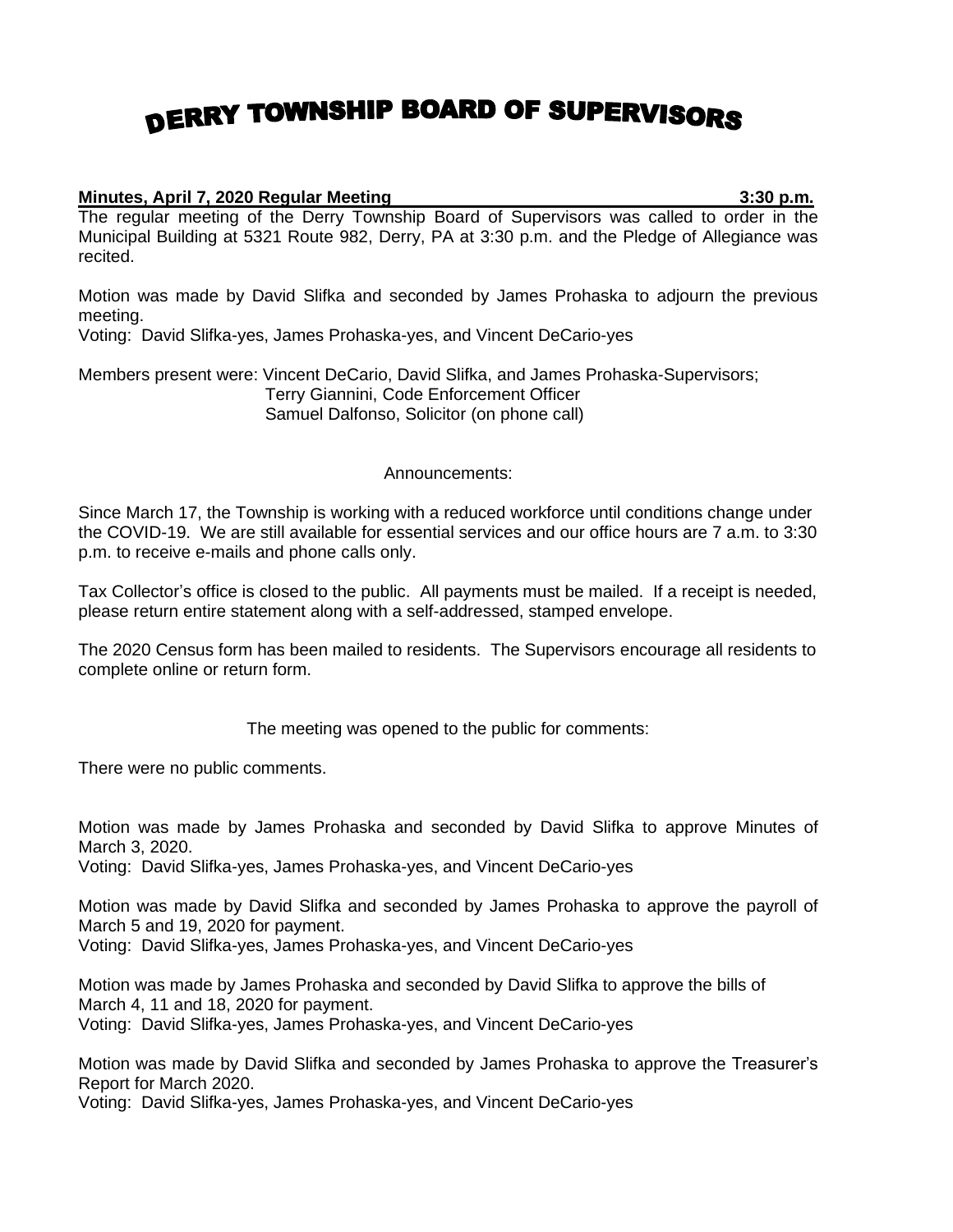# DERRY TOWNSHIP BOARD OF SUPERVISORS

**Minutes, April 7, 2020 Regular Meeting 3:30 p.m.**

The regular meeting of the Derry Township Board of Supervisors was called to order in the Municipal Building at 5321 Route 982, Derry, PA at 3:30 p.m. and the Pledge of Allegiance was recited.

Motion was made by David Slifka and seconded by James Prohaska to adjourn the previous meeting.
Voting: David Slifka-yes, James Prohaska-yes, and Vincent DeCario-yes

Members present were: Vincent DeCario, David Slifka, and James Prohaska-Supervisors;
Terry Giannini, Code Enforcement Officer
Samuel Dalfonso, Solicitor (on phone call)

Announcements:

Since March 17, the Township is working with a reduced workforce until conditions change under the COVID-19. We are still available for essential services and our office hours are 7 a.m. to 3:30 p.m. to receive e-mails and phone calls only.

Tax Collector's office is closed to the public. All payments must be mailed. If a receipt is needed, please return entire statement along with a self-addressed, stamped envelope.

The 2020 Census form has been mailed to residents. The Supervisors encourage all residents to complete online or return form.

The meeting was opened to the public for comments:

There were no public comments.

Motion was made by James Prohaska and seconded by David Slifka to approve Minutes of March 3, 2020.
Voting: David Slifka-yes, James Prohaska-yes, and Vincent DeCario-yes

Motion was made by David Slifka and seconded by James Prohaska to approve the payroll of March 5 and 19, 2020 for payment.
Voting: David Slifka-yes, James Prohaska-yes, and Vincent DeCario-yes

Motion was made by James Prohaska and seconded by David Slifka to approve the bills of March 4, 11 and 18, 2020 for payment.
Voting: David Slifka-yes, James Prohaska-yes, and Vincent DeCario-yes

Motion was made by David Slifka and seconded by James Prohaska to approve the Treasurer's Report for March 2020.
Voting: David Slifka-yes, James Prohaska-yes, and Vincent DeCario-yes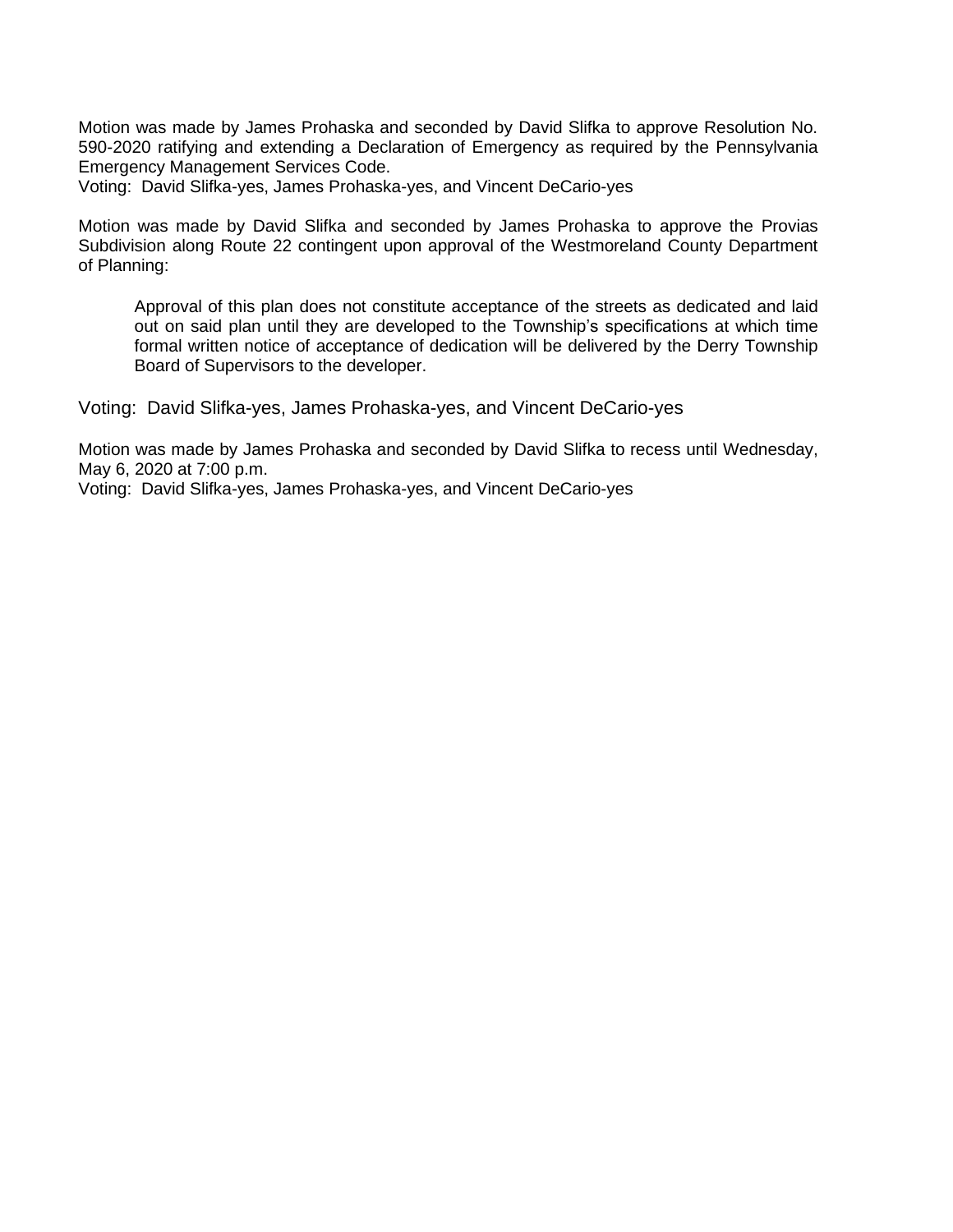Motion was made by James Prohaska and seconded by David Slifka to approve Resolution No. 590-2020 ratifying and extending a Declaration of Emergency as required by the Pennsylvania Emergency Management Services Code.
Voting: David Slifka-yes, James Prohaska-yes, and Vincent DeCario-yes

Motion was made by David Slifka and seconded by James Prohaska to approve the Provias Subdivision along Route 22 contingent upon approval of the Westmoreland County Department of Planning:

> Approval of this plan does not constitute acceptance of the streets as dedicated and laid out on said plan until they are developed to the Township's specifications at which time formal written notice of acceptance of dedication will be delivered by the Derry Township Board of Supervisors to the developer.

Voting: David Slifka-yes, James Prohaska-yes, and Vincent DeCario-yes

Motion was made by James Prohaska and seconded by David Slifka to recess until Wednesday, May 6, 2020 at 7:00 p.m.
Voting: David Slifka-yes, James Prohaska-yes, and Vincent DeCario-yes